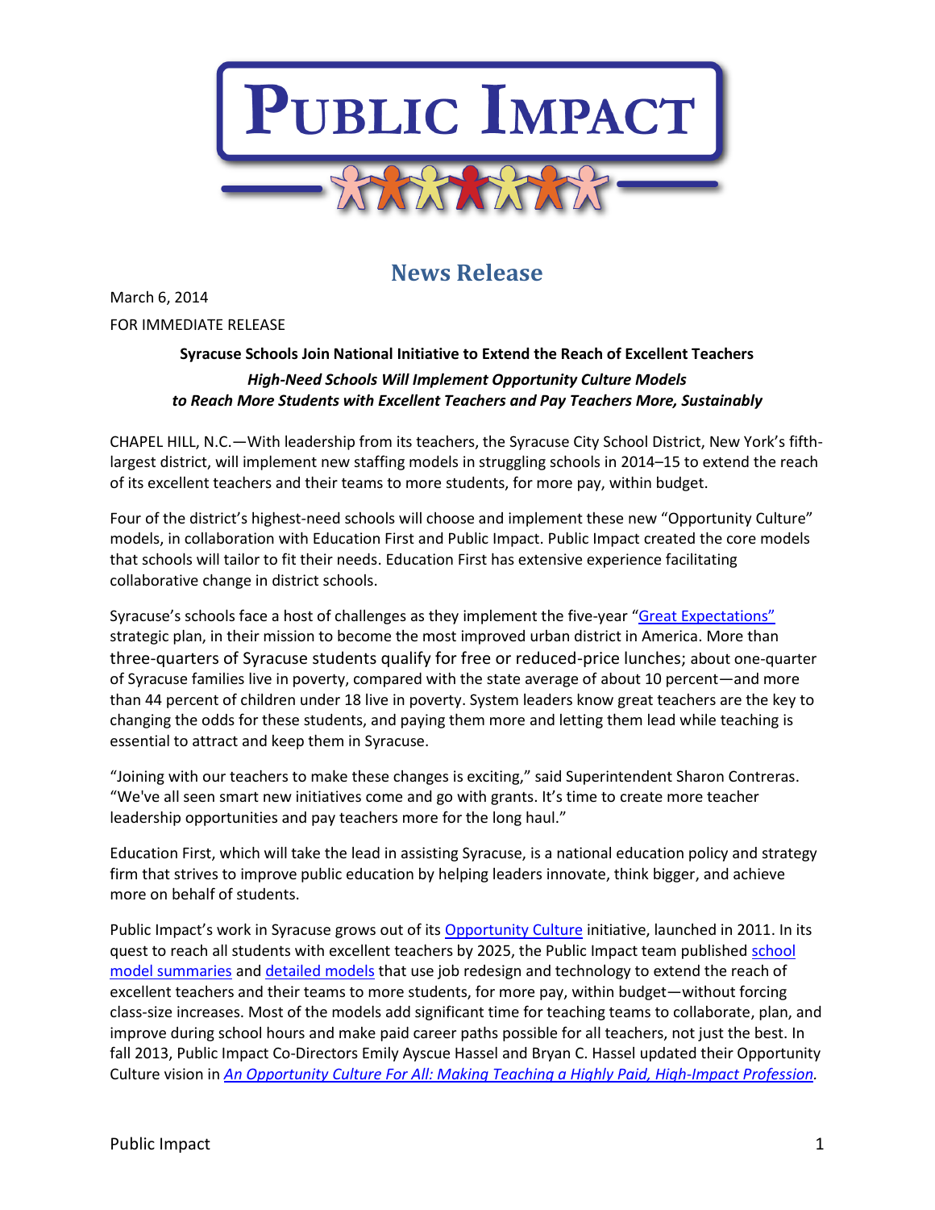# Public Impact

## News Release

March 6, 2014

FOR IMMEDIATE RELEASE

**Syracuse Schools Join National Initiative to Extend the Reach of Excellent Teachers**

***High-Need Schools Will Implement Opportunity Culture Models to Reach More Students with Excellent Teachers and Pay Teachers More, Sustainably***

CHAPEL HILL, N.C.—With leadership from its teachers, the Syracuse City School District, New York's fifth-largest district, will implement new staffing models in struggling schools in 2014–15 to extend the reach of its excellent teachers and their teams to more students, for more pay, within budget.

Four of the district's highest-need schools will choose and implement these new "Opportunity Culture" models, in collaboration with Education First and Public Impact. Public Impact created the core models that schools will tailor to fit their needs. Education First has extensive experience facilitating collaborative change in district schools.

Syracuse's schools face a host of challenges as they implement the five-year "Great Expectations" strategic plan, in their mission to become the most improved urban district in America. More than three-quarters of Syracuse students qualify for free or reduced-price lunches; about one-quarter of Syracuse families live in poverty, compared with the state average of about 10 percent—and more than 44 percent of children under 18 live in poverty. System leaders know great teachers are the key to changing the odds for these students, and paying them more and letting them lead while teaching is essential to attract and keep them in Syracuse.

"Joining with our teachers to make these changes is exciting," said Superintendent Sharon Contreras. "We've all seen smart new initiatives come and go with grants. It's time to create more teacher leadership opportunities and pay teachers more for the long haul."

Education First, which will take the lead in assisting Syracuse, is a national education policy and strategy firm that strives to improve public education by helping leaders innovate, think bigger, and achieve more on behalf of students.

Public Impact's work in Syracuse grows out of its Opportunity Culture initiative, launched in 2011. In its quest to reach all students with excellent teachers by 2025, the Public Impact team published school model summaries and detailed models that use job redesign and technology to extend the reach of excellent teachers and their teams to more students, for more pay, within budget—without forcing class-size increases. Most of the models add significant time for teaching teams to collaborate, plan, and improve during school hours and make paid career paths possible for all teachers, not just the best. In fall 2013, Public Impact Co-Directors Emily Ayscue Hassel and Bryan C. Hassel updated their Opportunity Culture vision in *An Opportunity Culture For All: Making Teaching a Highly Paid, High-Impact Profession*.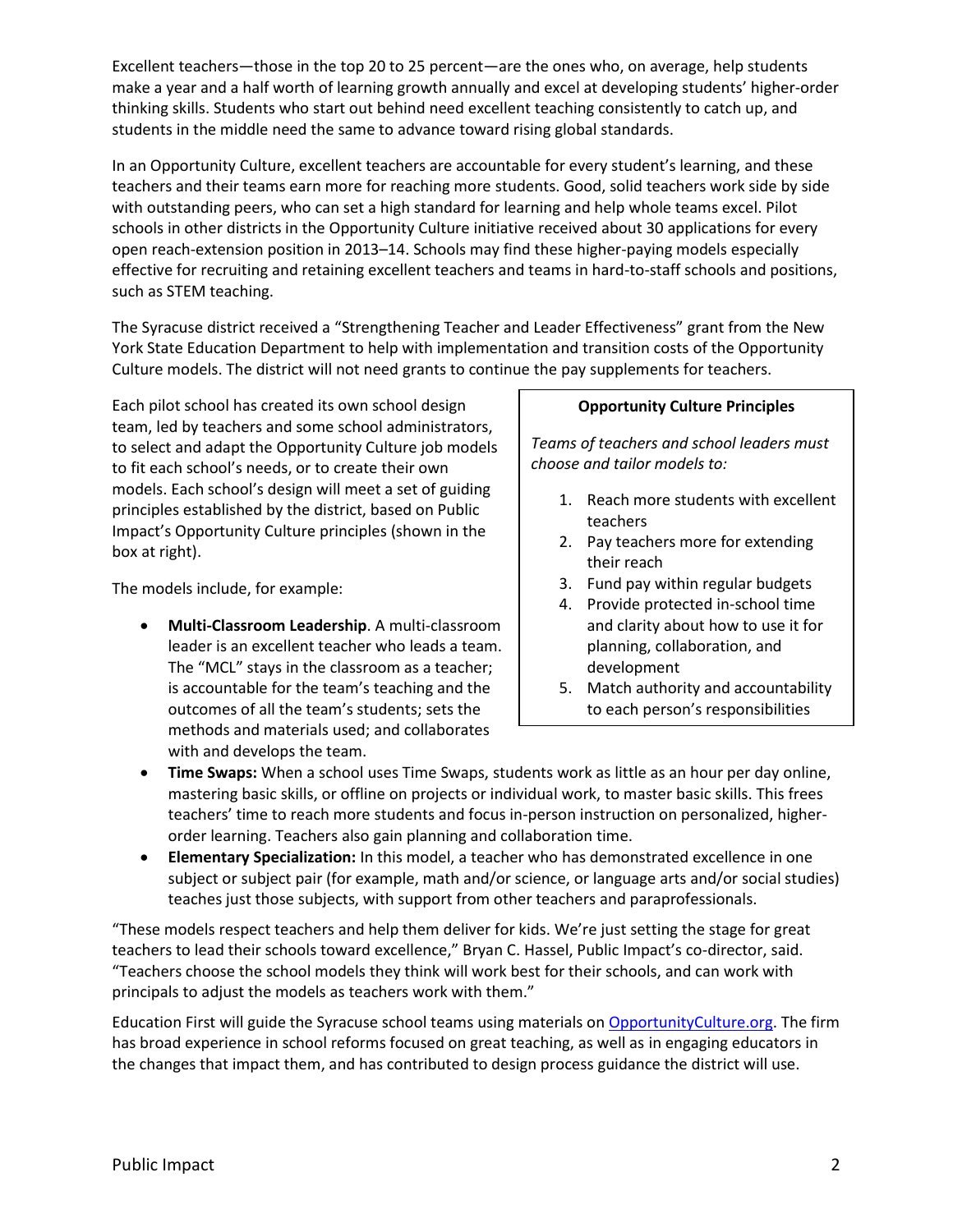Excellent teachers—those in the top 20 to 25 percent—are the ones who, on average, help students make a year and a half worth of learning growth annually and excel at developing students' higher-order thinking skills. Students who start out behind need excellent teaching consistently to catch up, and students in the middle need the same to advance toward rising global standards.

In an Opportunity Culture, excellent teachers are accountable for every student's learning, and these teachers and their teams earn more for reaching more students. Good, solid teachers work side by side with outstanding peers, who can set a high standard for learning and help whole teams excel. Pilot schools in other districts in the Opportunity Culture initiative received about 30 applications for every open reach-extension position in 2013–14. Schools may find these higher-paying models especially effective for recruiting and retaining excellent teachers and teams in hard-to-staff schools and positions, such as STEM teaching.

The Syracuse district received a "Strengthening Teacher and Leader Effectiveness" grant from the New York State Education Department to help with implementation and transition costs of the Opportunity Culture models. The district will not need grants to continue the pay supplements for teachers.

Each pilot school has created its own school design team, led by teachers and some school administrators, to select and adapt the Opportunity Culture job models to fit each school's needs, or to create their own models. Each school's design will meet a set of guiding principles established by the district, based on Public Impact's Opportunity Culture principles (shown in the box at right).

**Opportunity Culture Principles**

*Teams of teachers and school leaders must choose and tailor models to:*

1. Reach more students with excellent teachers
2. Pay teachers more for extending their reach
3. Fund pay within regular budgets
4. Provide protected in-school time and clarity about how to use it for planning, collaboration, and development
5. Match authority and accountability to each person's responsibilities

The models include, for example:

- **Multi-Classroom Leadership**. A multi-classroom leader is an excellent teacher who leads a team. The "MCL" stays in the classroom as a teacher; is accountable for the team's teaching and the outcomes of all the team's students; sets the methods and materials used; and collaborates with and develops the team.
- **Time Swaps:** When a school uses Time Swaps, students work as little as an hour per day online, mastering basic skills, or offline on projects or individual work, to master basic skills. This frees teachers' time to reach more students and focus in-person instruction on personalized, higher-order learning. Teachers also gain planning and collaboration time.
- **Elementary Specialization:** In this model, a teacher who has demonstrated excellence in one subject or subject pair (for example, math and/or science, or language arts and/or social studies) teaches just those subjects, with support from other teachers and paraprofessionals.

"These models respect teachers and help them deliver for kids. We're just setting the stage for great teachers to lead their schools toward excellence," Bryan C. Hassel, Public Impact's co-director, said. "Teachers choose the school models they think will work best for their schools, and can work with principals to adjust the models as teachers work with them."

Education First will guide the Syracuse school teams using materials on [OpportunityCulture.org](OpportunityCulture.org). The firm has broad experience in school reforms focused on great teaching, as well as in engaging educators in the changes that impact them, and has contributed to design process guidance the district will use.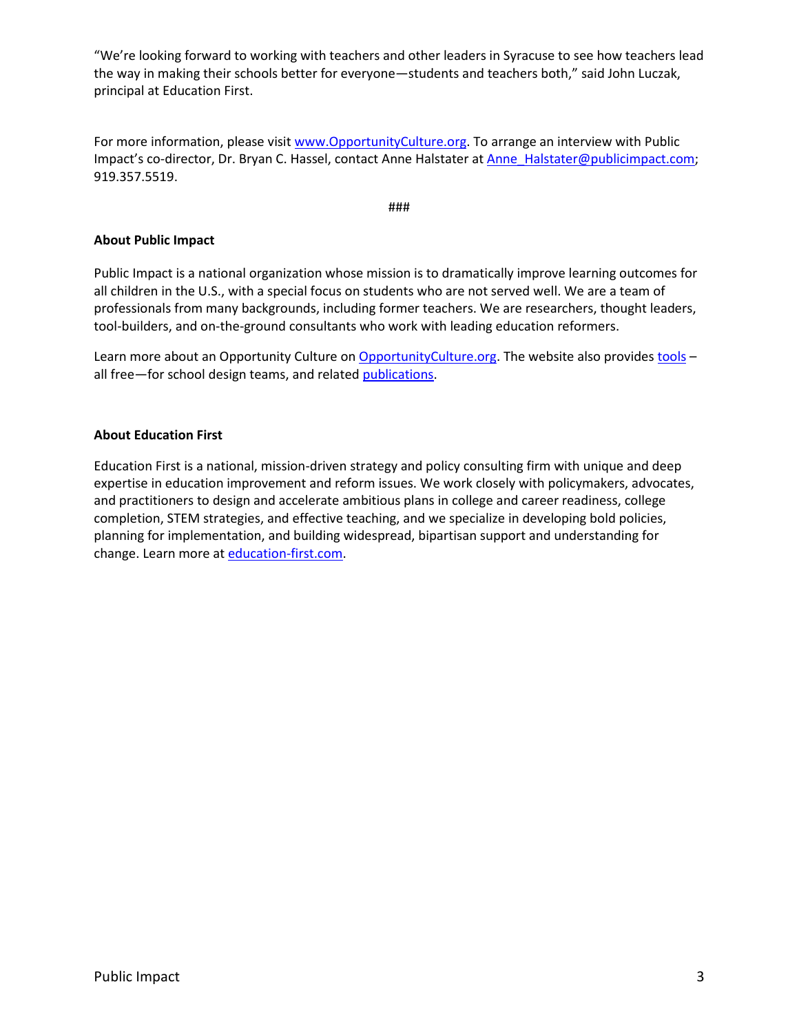"We're looking forward to working with teachers and other leaders in Syracuse to see how teachers lead the way in making their schools better for everyone—students and teachers both," said John Luczak, principal at Education First.

For more information, please visit [www.OpportunityCulture.org](http://www.OpportunityCulture.org). To arrange an interview with Public Impact's co-director, Dr. Bryan C. Hassel, contact Anne Halstater at [Anne_Halstater@publicimpact.com](mailto:Anne_Halstater@publicimpact.com); 919.357.5519.

###

**About Public Impact**

Public Impact is a national organization whose mission is to dramatically improve learning outcomes for all children in the U.S., with a special focus on students who are not served well. We are a team of professionals from many backgrounds, including former teachers. We are researchers, thought leaders, tool-builders, and on-the-ground consultants who work with leading education reformers.

Learn more about an Opportunity Culture on OpportunityCulture.org. The website also provides tools – all free—for school design teams, and related publications.

**About Education First**

Education First is a national, mission-driven strategy and policy consulting firm with unique and deep expertise in education improvement and reform issues. We work closely with policymakers, advocates, and practitioners to design and accelerate ambitious plans in college and career readiness, college completion, STEM strategies, and effective teaching, and we specialize in developing bold policies, planning for implementation, and building widespread, bipartisan support and understanding for change. Learn more at education-first.com.